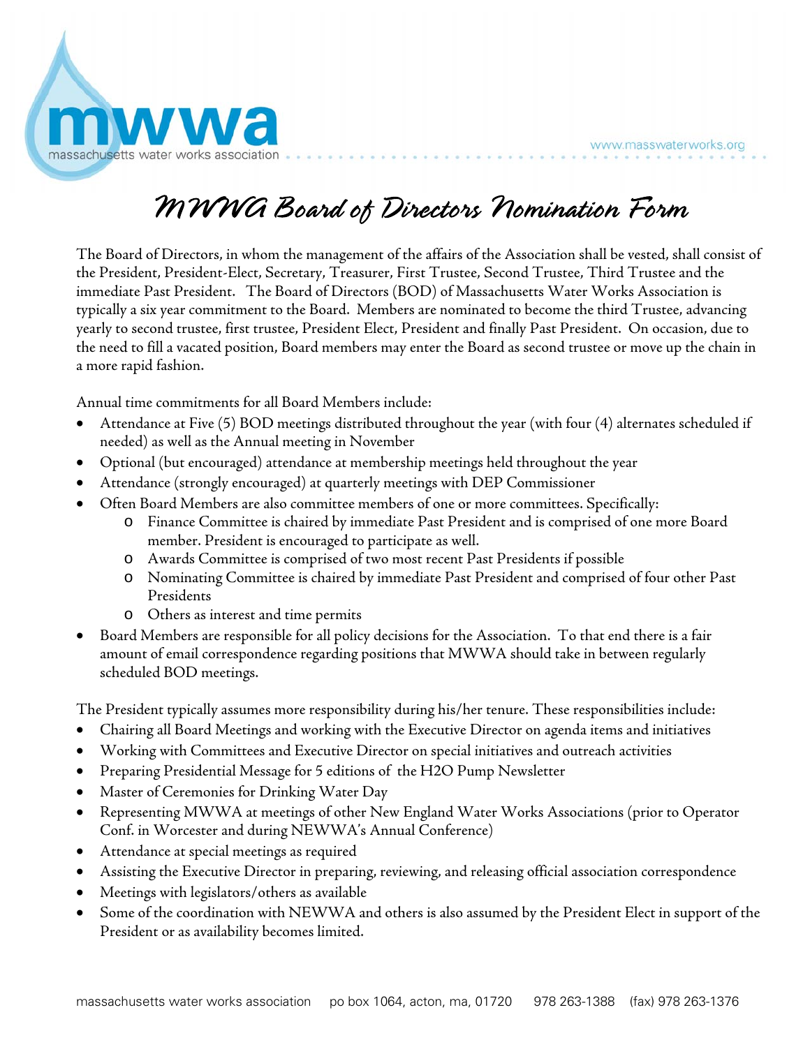# MWWA Board of Directors Nomination Form

The Board of Directors, in whom the management of the affairs of the Association shall be vested, shall consist of the President, President-Elect, Secretary, Treasurer, First Trustee, Second Trustee, Third Trustee and the immediate Past President. The Board of Directors (BOD) of Massachusetts Water Works Association is typically a six year commitment to the Board. Members are nominated to become the third Trustee, advancing yearly to second trustee, first trustee, President Elect, President and finally Past President. On occasion, due to the need to fill a vacated position, Board members may enter the Board as second trustee or move up the chain in a more rapid fashion.

Annual time commitments for all Board Members include:

- Attendance at Five (5) BOD meetings distributed throughout the year (with four (4) alternates scheduled if needed) as well as the Annual meeting in November
- Optional (but encouraged) attendance at membership meetings held throughout the year
- Attendance (strongly encouraged) at quarterly meetings with DEP Commissioner
- Often Board Members are also committee members of one or more committees. Specifically:
  - Finance Committee is chaired by immediate Past President and is comprised of one more Board member. President is encouraged to participate as well.
  - Awards Committee is comprised of two most recent Past Presidents if possible
  - Nominating Committee is chaired by immediate Past President and comprised of four other Past Presidents
  - Others as interest and time permits
- Board Members are responsible for all policy decisions for the Association. To that end there is a fair amount of email correspondence regarding positions that MWWA should take in between regularly scheduled BOD meetings.

The President typically assumes more responsibility during his/her tenure. These responsibilities include:

- Chairing all Board Meetings and working with the Executive Director on agenda items and initiatives
- Working with Committees and Executive Director on special initiatives and outreach activities
- Preparing Presidential Message for 5 editions of the H2O Pump Newsletter
- Master of Ceremonies for Drinking Water Day
- Representing MWWA at meetings of other New England Water Works Associations (prior to Operator Conf. in Worcester and during NEWWA's Annual Conference)
- Attendance at special meetings as required
- Assisting the Executive Director in preparing, reviewing, and releasing official association correspondence
- Meetings with legislators/others as available
- Some of the coordination with NEWWA and others is also assumed by the President Elect in support of the President or as availability becomes limited.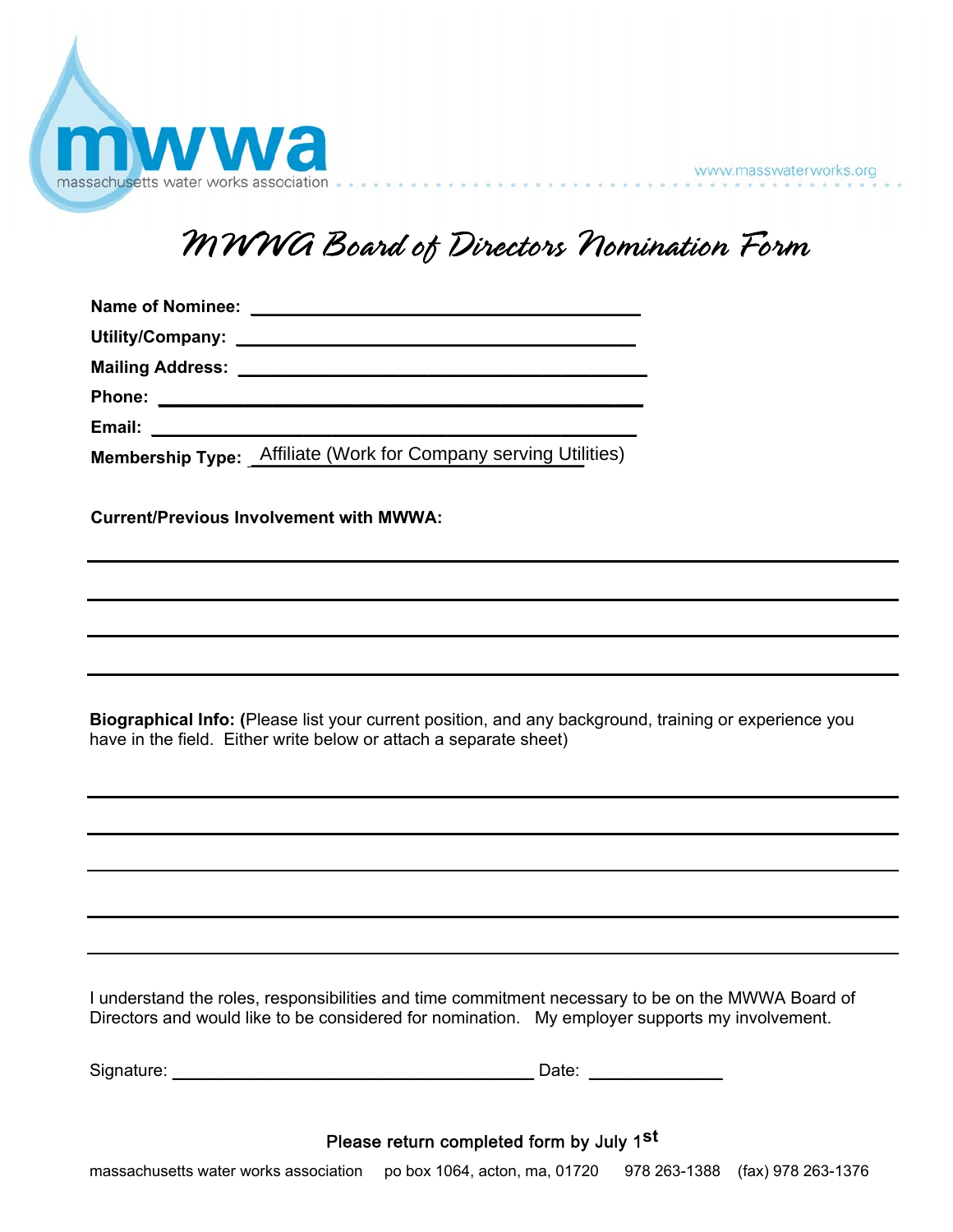mwwa

massachusetts water works association

www.masswaterworks.org

# MWWA Board of Directors Nomination Form

**Name of Nominee:** ________________________________________

**Utility/Company:** ________________________________________

**Mailing Address:** ________________________________________

**Phone:** ________________________________________

**Email:** ________________________________________

**Membership Type:** Affiliate (Work for Company serving Utilities)

**Current/Previous Involvement with MWWA:**

________________________________________________________________________

________________________________________________________________________

________________________________________________________________________

________________________________________________________________________

**Biographical Info: (**Please list your current position, and any background, training or experience you have in the field. Either write below or attach a separate sheet)

________________________________________________________________________

________________________________________________________________________

________________________________________________________________________

________________________________________________________________________

________________________________________________________________________

I understand the roles, responsibilities and time commitment necessary to be on the MWWA Board of Directors and would like to be considered for nomination. My employer supports my involvement.

Signature: ________________________________ Date: ______________

Please return completed form by July 1st

massachusetts water works association po box 1064, acton, ma, 01720 978 263-1388 (fax) 978 263-1376